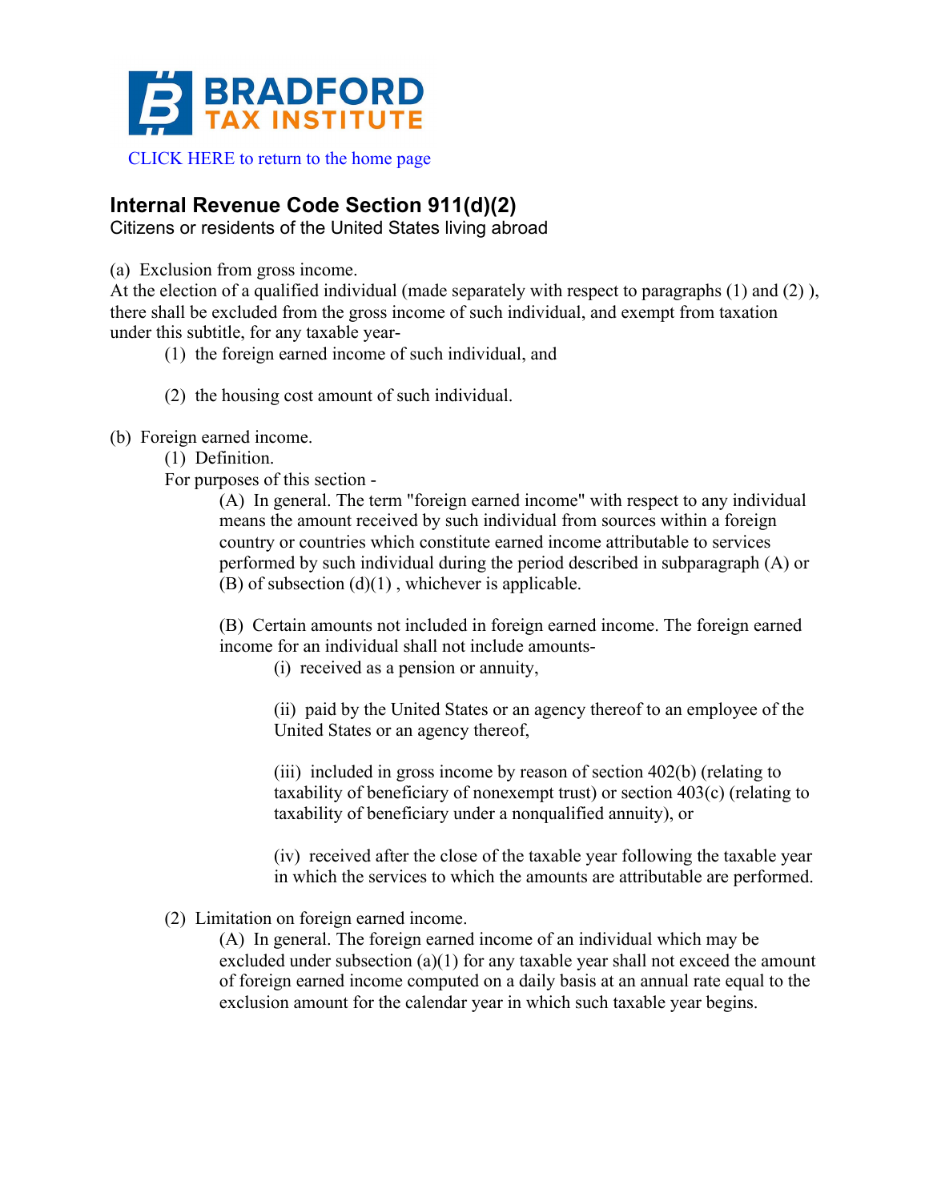BRADFORD TAX INSTITUTE

CLICK HERE to return to the home page

## Internal Revenue Code Section 911(d)(2)

Citizens or residents of the United States living abroad

(a) Exclusion from gross income.

At the election of a qualified individual (made separately with respect to paragraphs (1) and (2) ), there shall be excluded from the gross income of such individual, and exempt from taxation under this subtitle, for any taxable year-

> (1) the foreign earned income of such individual, and
>
> (2) the housing cost amount of such individual.

(b) Foreign earned income.

> (1) Definition.
>
> For purposes of this section -
>
> > (A) In general. The term "foreign earned income" with respect to any individual means the amount received by such individual from sources within a foreign country or countries which constitute earned income attributable to services performed by such individual during the period described in subparagraph (A) or (B) of subsection (d)(1) , whichever is applicable.
> >
> > (B) Certain amounts not included in foreign earned income. The foreign earned income for an individual shall not include amounts-
> >
> > > (i) received as a pension or annuity,
> > >
> > > (ii) paid by the United States or an agency thereof to an employee of the United States or an agency thereof,
> > >
> > > (iii) included in gross income by reason of section 402(b) (relating to taxability of beneficiary of nonexempt trust) or section 403(c) (relating to taxability of beneficiary under a nonqualified annuity), or
> > >
> > > (iv) received after the close of the taxable year following the taxable year in which the services to which the amounts are attributable are performed.
>
> (2) Limitation on foreign earned income.
>
> > (A) In general. The foreign earned income of an individual which may be excluded under subsection (a)(1) for any taxable year shall not exceed the amount of foreign earned income computed on a daily basis at an annual rate equal to the exclusion amount for the calendar year in which such taxable year begins.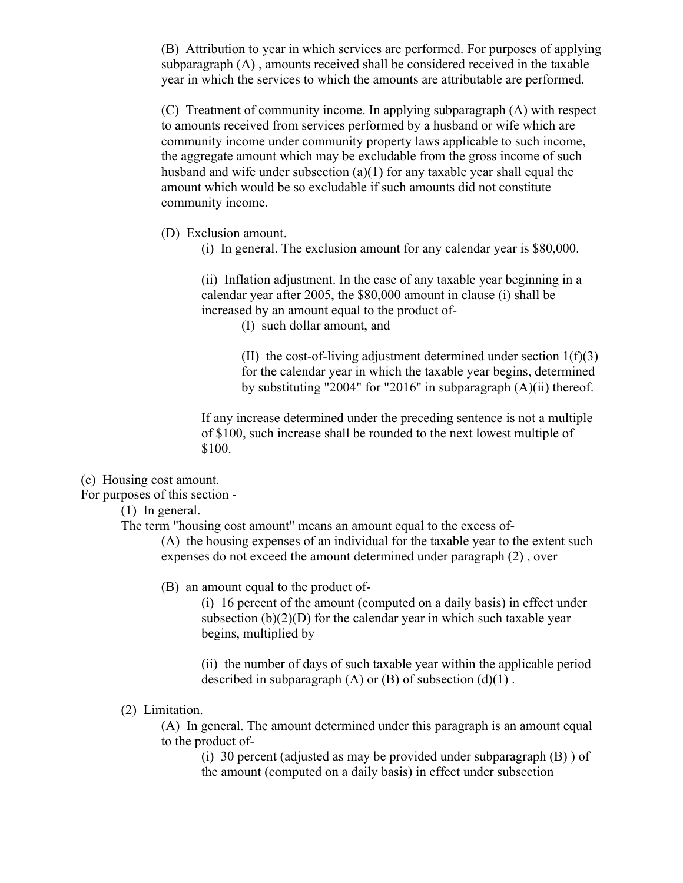(B) Attribution to year in which services are performed. For purposes of applying subparagraph (A) , amounts received shall be considered received in the taxable year in which the services to which the amounts are attributable are performed.

(C) Treatment of community income. In applying subparagraph (A) with respect to amounts received from services performed by a husband or wife which are community income under community property laws applicable to such income, the aggregate amount which may be excludable from the gross income of such husband and wife under subsection (a)(1) for any taxable year shall equal the amount which would be so excludable if such amounts did not constitute community income.

(D) Exclusion amount.

(i) In general. The exclusion amount for any calendar year is $80,000.

(ii) Inflation adjustment. In the case of any taxable year beginning in a calendar year after 2005, the $80,000 amount in clause (i) shall be increased by an amount equal to the product of-

(I) such dollar amount, and

(II) the cost-of-living adjustment determined under section 1(f)(3) for the calendar year in which the taxable year begins, determined by substituting "2004" for "2016" in subparagraph (A)(ii) thereof.

If any increase determined under the preceding sentence is not a multiple of $100, such increase shall be rounded to the next lowest multiple of $100.

(c) Housing cost amount.

For purposes of this section -

(1) In general.

The term "housing cost amount" means an amount equal to the excess of-

(A) the housing expenses of an individual for the taxable year to the extent such expenses do not exceed the amount determined under paragraph (2) , over

(B) an amount equal to the product of-

(i) 16 percent of the amount (computed on a daily basis) in effect under subsection (b)(2)(D) for the calendar year in which such taxable year begins, multiplied by

(ii) the number of days of such taxable year within the applicable period described in subparagraph (A) or (B) of subsection (d)(1) .

(2) Limitation.

(A) In general. The amount determined under this paragraph is an amount equal to the product of-

(i) 30 percent (adjusted as may be provided under subparagraph (B) ) of the amount (computed on a daily basis) in effect under subsection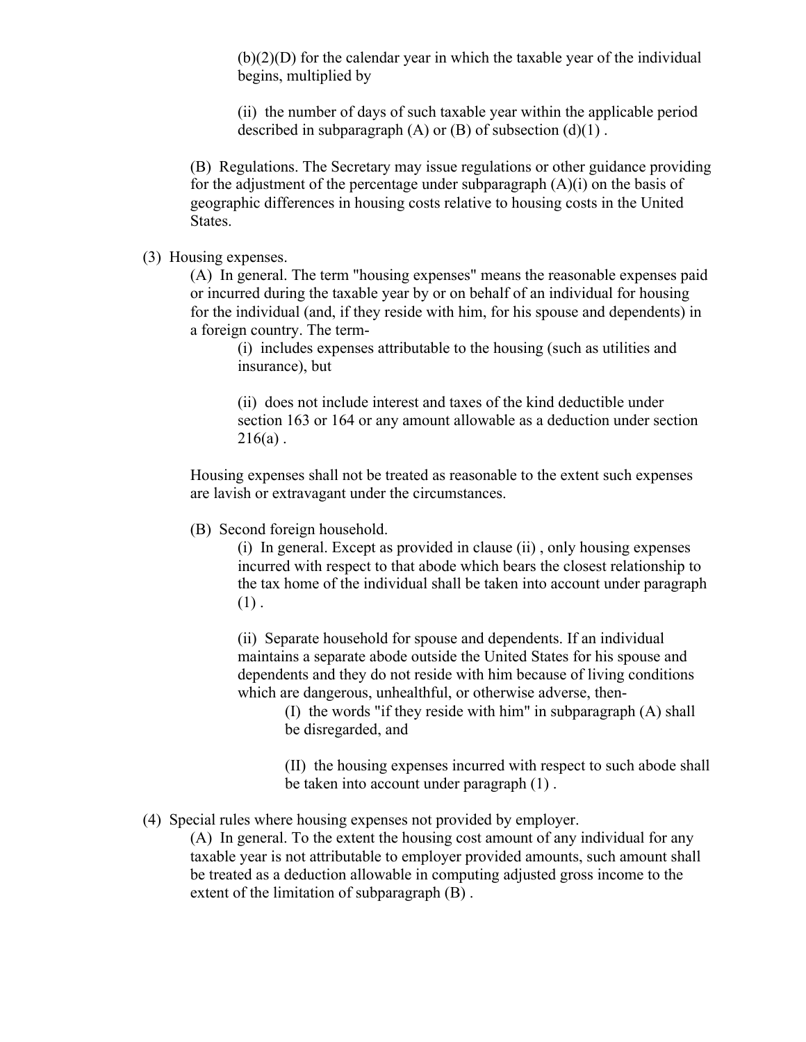(b)(2)(D) for the calendar year in which the taxable year of the individual begins, multiplied by

(ii) the number of days of such taxable year within the applicable period described in subparagraph (A) or (B) of subsection (d)(1) .

(B) Regulations. The Secretary may issue regulations or other guidance providing for the adjustment of the percentage under subparagraph (A)(i) on the basis of geographic differences in housing costs relative to housing costs in the United States.

(3) Housing expenses.

(A) In general. The term "housing expenses" means the reasonable expenses paid or incurred during the taxable year by or on behalf of an individual for housing for the individual (and, if they reside with him, for his spouse and dependents) in a foreign country. The term-

(i) includes expenses attributable to the housing (such as utilities and insurance), but

(ii) does not include interest and taxes of the kind deductible under section 163 or 164 or any amount allowable as a deduction under section 216(a) .

Housing expenses shall not be treated as reasonable to the extent such expenses are lavish or extravagant under the circumstances.

(B) Second foreign household.

(i) In general. Except as provided in clause (ii) , only housing expenses incurred with respect to that abode which bears the closest relationship to the tax home of the individual shall be taken into account under paragraph (1) .

(ii) Separate household for spouse and dependents. If an individual maintains a separate abode outside the United States for his spouse and dependents and they do not reside with him because of living conditions which are dangerous, unhealthful, or otherwise adverse, then-

(I) the words "if they reside with him" in subparagraph (A) shall be disregarded, and

(II) the housing expenses incurred with respect to such abode shall be taken into account under paragraph (1) .

(4) Special rules where housing expenses not provided by employer.

(A) In general. To the extent the housing cost amount of any individual for any taxable year is not attributable to employer provided amounts, such amount shall be treated as a deduction allowable in computing adjusted gross income to the extent of the limitation of subparagraph (B) .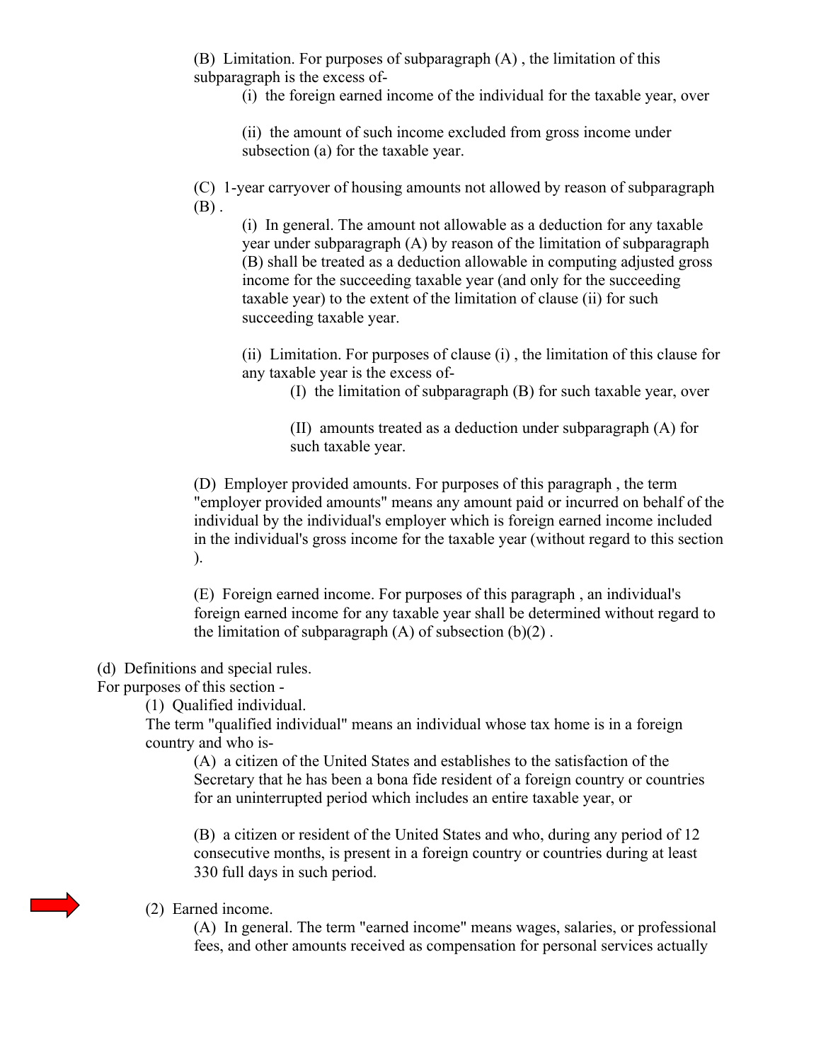(B) Limitation. For purposes of subparagraph (A) , the limitation of this subparagraph is the excess of-

(i) the foreign earned income of the individual for the taxable year, over

(ii) the amount of such income excluded from gross income under subsection (a) for the taxable year.

(C) 1-year carryover of housing amounts not allowed by reason of subparagraph (B) .

(i) In general. The amount not allowable as a deduction for any taxable year under subparagraph (A) by reason of the limitation of subparagraph (B) shall be treated as a deduction allowable in computing adjusted gross income for the succeeding taxable year (and only for the succeeding taxable year) to the extent of the limitation of clause (ii) for such succeeding taxable year.

(ii) Limitation. For purposes of clause (i) , the limitation of this clause for any taxable year is the excess of-

(I) the limitation of subparagraph (B) for such taxable year, over

(II) amounts treated as a deduction under subparagraph (A) for such taxable year.

(D) Employer provided amounts. For purposes of this paragraph , the term "employer provided amounts" means any amount paid or incurred on behalf of the individual by the individual's employer which is foreign earned income included in the individual's gross income for the taxable year (without regard to this section ).

(E) Foreign earned income. For purposes of this paragraph , an individual's foreign earned income for any taxable year shall be determined without regard to the limitation of subparagraph (A) of subsection (b)(2) .

(d) Definitions and special rules.
For purposes of this section -

(1) Qualified individual.
The term "qualified individual" means an individual whose tax home is in a foreign country and who is-

(A) a citizen of the United States and establishes to the satisfaction of the Secretary that he has been a bona fide resident of a foreign country or countries for an uninterrupted period which includes an entire taxable year, or

(B) a citizen or resident of the United States and who, during any period of 12 consecutive months, is present in a foreign country or countries during at least 330 full days in such period.

(2) Earned income.

(A) In general. The term "earned income" means wages, salaries, or professional fees, and other amounts received as compensation for personal services actually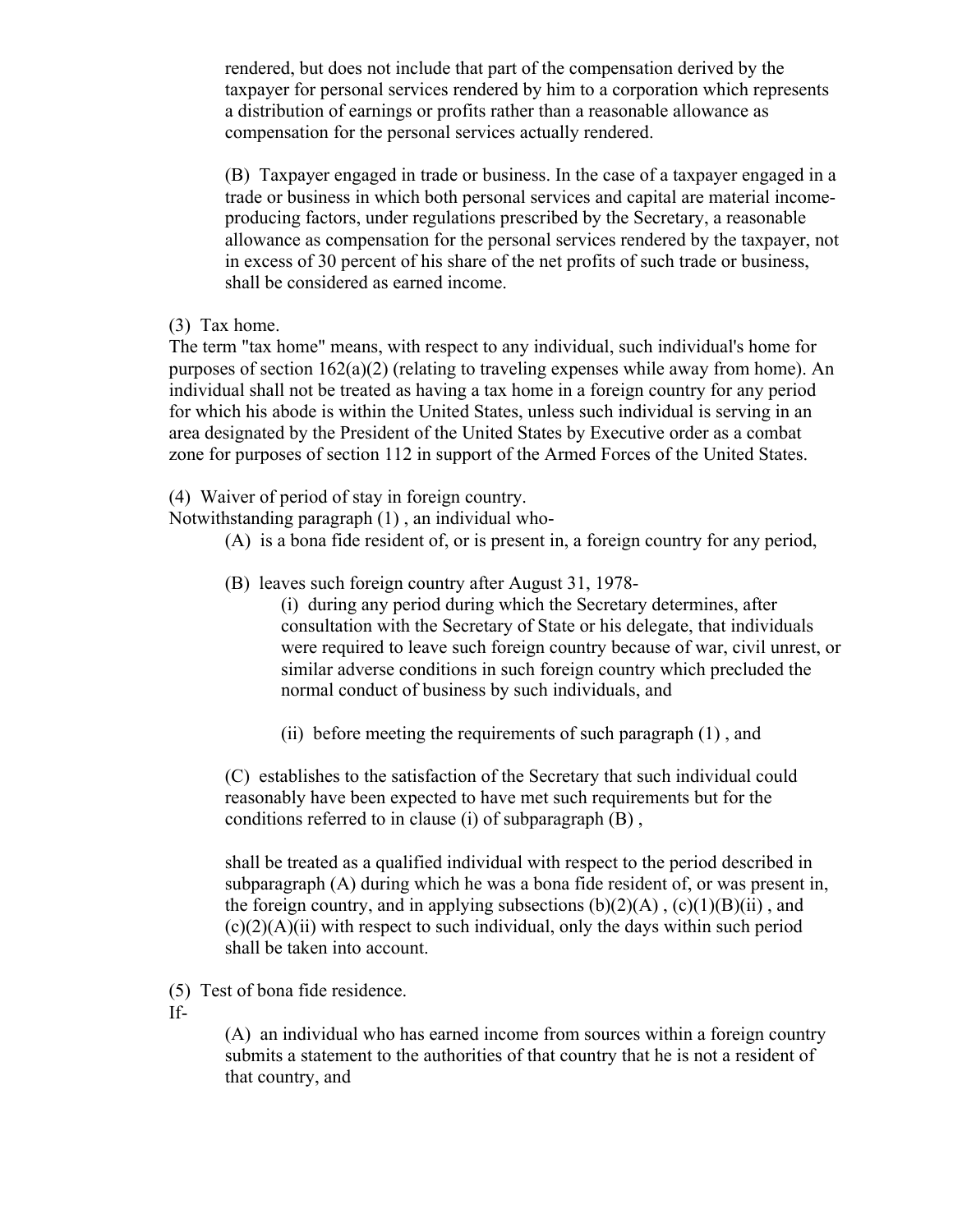rendered, but does not include that part of the compensation derived by the taxpayer for personal services rendered by him to a corporation which represents a distribution of earnings or profits rather than a reasonable allowance as compensation for the personal services actually rendered.

(B) Taxpayer engaged in trade or business. In the case of a taxpayer engaged in a trade or business in which both personal services and capital are material income-producing factors, under regulations prescribed by the Secretary, a reasonable allowance as compensation for the personal services rendered by the taxpayer, not in excess of 30 percent of his share of the net profits of such trade or business, shall be considered as earned income.

(3) Tax home.

The term "tax home" means, with respect to any individual, such individual's home for purposes of section 162(a)(2) (relating to traveling expenses while away from home). An individual shall not be treated as having a tax home in a foreign country for any period for which his abode is within the United States, unless such individual is serving in an area designated by the President of the United States by Executive order as a combat zone for purposes of section 112 in support of the Armed Forces of the United States.

(4) Waiver of period of stay in foreign country.

Notwithstanding paragraph (1) , an individual who-

(A) is a bona fide resident of, or is present in, a foreign country for any period,

(B) leaves such foreign country after August 31, 1978-

(i) during any period during which the Secretary determines, after consultation with the Secretary of State or his delegate, that individuals were required to leave such foreign country because of war, civil unrest, or similar adverse conditions in such foreign country which precluded the normal conduct of business by such individuals, and

(ii) before meeting the requirements of such paragraph (1) , and

(C) establishes to the satisfaction of the Secretary that such individual could reasonably have been expected to have met such requirements but for the conditions referred to in clause (i) of subparagraph (B) ,

shall be treated as a qualified individual with respect to the period described in subparagraph (A) during which he was a bona fide resident of, or was present in, the foreign country, and in applying subsections (b)(2)(A) , (c)(1)(B)(ii) , and (c)(2)(A)(ii) with respect to such individual, only the days within such period shall be taken into account.

(5) Test of bona fide residence.

If-

(A) an individual who has earned income from sources within a foreign country submits a statement to the authorities of that country that he is not a resident of that country, and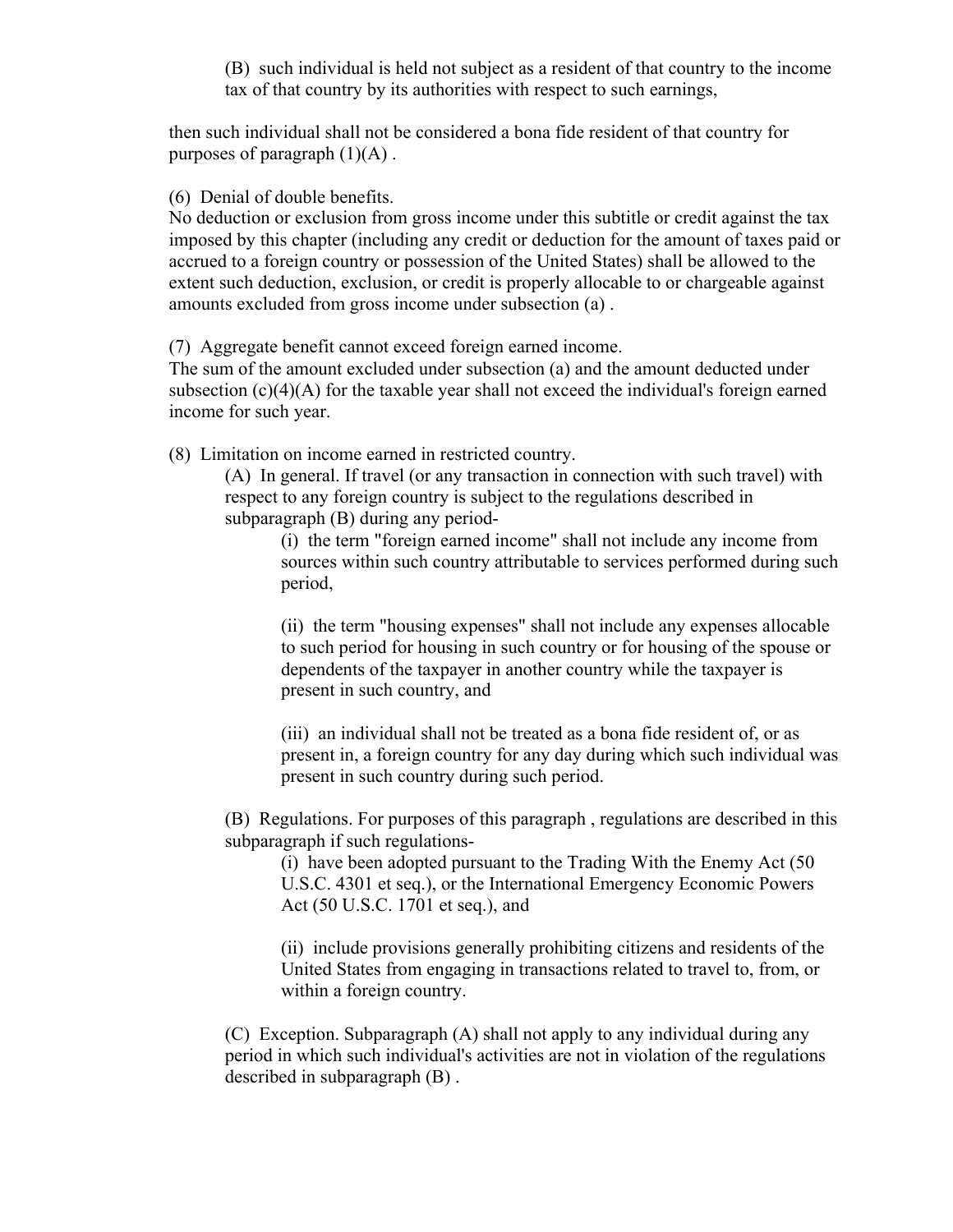(B) such individual is held not subject as a resident of that country to the income tax of that country by its authorities with respect to such earnings,

then such individual shall not be considered a bona fide resident of that country for purposes of paragraph (1)(A) .

(6) Denial of double benefits.
No deduction or exclusion from gross income under this subtitle or credit against the tax imposed by this chapter (including any credit or deduction for the amount of taxes paid or accrued to a foreign country or possession of the United States) shall be allowed to the extent such deduction, exclusion, or credit is properly allocable to or chargeable against amounts excluded from gross income under subsection (a) .

(7) Aggregate benefit cannot exceed foreign earned income.
The sum of the amount excluded under subsection (a) and the amount deducted under subsection (c)(4)(A) for the taxable year shall not exceed the individual's foreign earned income for such year.

(8) Limitation on income earned in restricted country.

(A) In general. If travel (or any transaction in connection with such travel) with respect to any foreign country is subject to the regulations described in subparagraph (B) during any period-

(i) the term "foreign earned income" shall not include any income from sources within such country attributable to services performed during such period,

(ii) the term "housing expenses" shall not include any expenses allocable to such period for housing in such country or for housing of the spouse or dependents of the taxpayer in another country while the taxpayer is present in such country, and

(iii) an individual shall not be treated as a bona fide resident of, or as present in, a foreign country for any day during which such individual was present in such country during such period.

(B) Regulations. For purposes of this paragraph , regulations are described in this subparagraph if such regulations-

(i) have been adopted pursuant to the Trading With the Enemy Act (50 U.S.C. 4301 et seq.), or the International Emergency Economic Powers Act (50 U.S.C. 1701 et seq.), and

(ii) include provisions generally prohibiting citizens and residents of the United States from engaging in transactions related to travel to, from, or within a foreign country.

(C) Exception. Subparagraph (A) shall not apply to any individual during any period in which such individual's activities are not in violation of the regulations described in subparagraph (B) .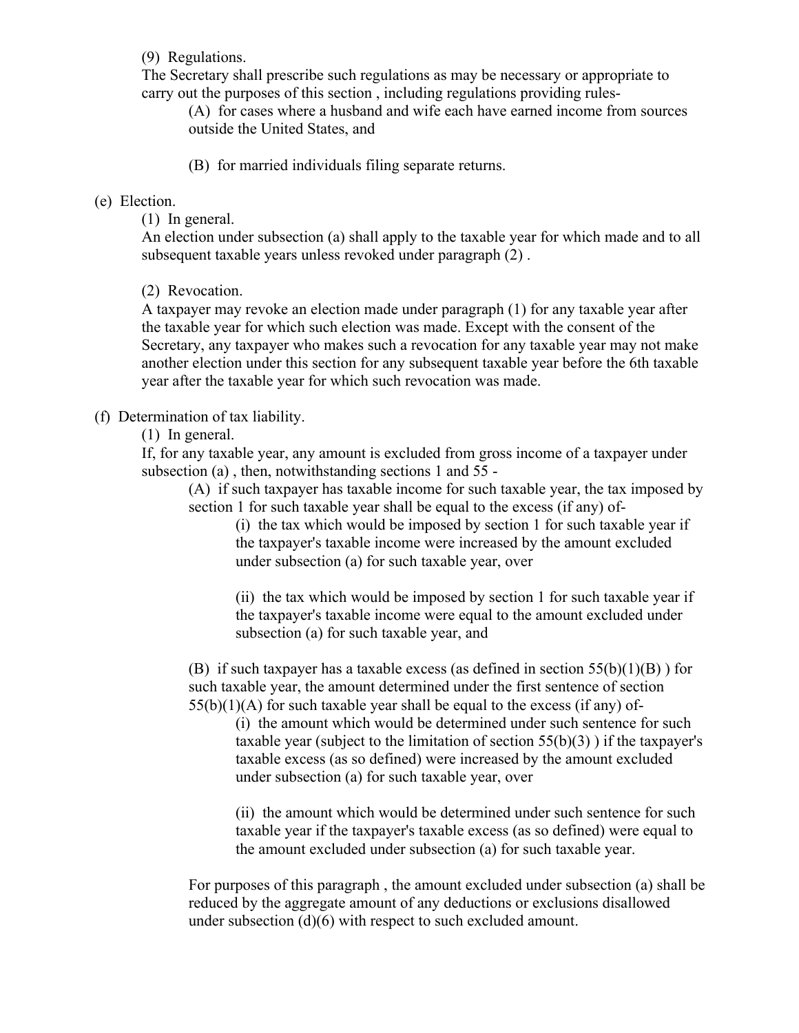(9) Regulations.

The Secretary shall prescribe such regulations as may be necessary or appropriate to carry out the purposes of this section , including regulations providing rules-

> (A) for cases where a husband and wife each have earned income from sources outside the United States, and
>
> (B) for married individuals filing separate returns.

(e) Election.

(1) In general.

An election under subsection (a) shall apply to the taxable year for which made and to all subsequent taxable years unless revoked under paragraph (2) .

(2) Revocation.

A taxpayer may revoke an election made under paragraph (1) for any taxable year after the taxable year for which such election was made. Except with the consent of the Secretary, any taxpayer who makes such a revocation for any taxable year may not make another election under this section for any subsequent taxable year before the 6th taxable year after the taxable year for which such revocation was made.

(f) Determination of tax liability.

(1) In general.

If, for any taxable year, any amount is excluded from gross income of a taxpayer under subsection (a) , then, notwithstanding sections 1 and 55 -

> (A) if such taxpayer has taxable income for such taxable year, the tax imposed by section 1 for such taxable year shall be equal to the excess (if any) of-
>
> > (i) the tax which would be imposed by section 1 for such taxable year if the taxpayer's taxable income were increased by the amount excluded under subsection (a) for such taxable year, over
> >
> > (ii) the tax which would be imposed by section 1 for such taxable year if the taxpayer's taxable income were equal to the amount excluded under subsection (a) for such taxable year, and
>
> (B) if such taxpayer has a taxable excess (as defined in section 55(b)(1)(B) ) for such taxable year, the amount determined under the first sentence of section 55(b)(1)(A) for such taxable year shall be equal to the excess (if any) of-
>
> > (i) the amount which would be determined under such sentence for such taxable year (subject to the limitation of section 55(b)(3) ) if the taxpayer's taxable excess (as so defined) were increased by the amount excluded under subsection (a) for such taxable year, over
> >
> > (ii) the amount which would be determined under such sentence for such taxable year if the taxpayer's taxable excess (as so defined) were equal to the amount excluded under subsection (a) for such taxable year.
>
> For purposes of this paragraph , the amount excluded under subsection (a) shall be reduced by the aggregate amount of any deductions or exclusions disallowed under subsection (d)(6) with respect to such excluded amount.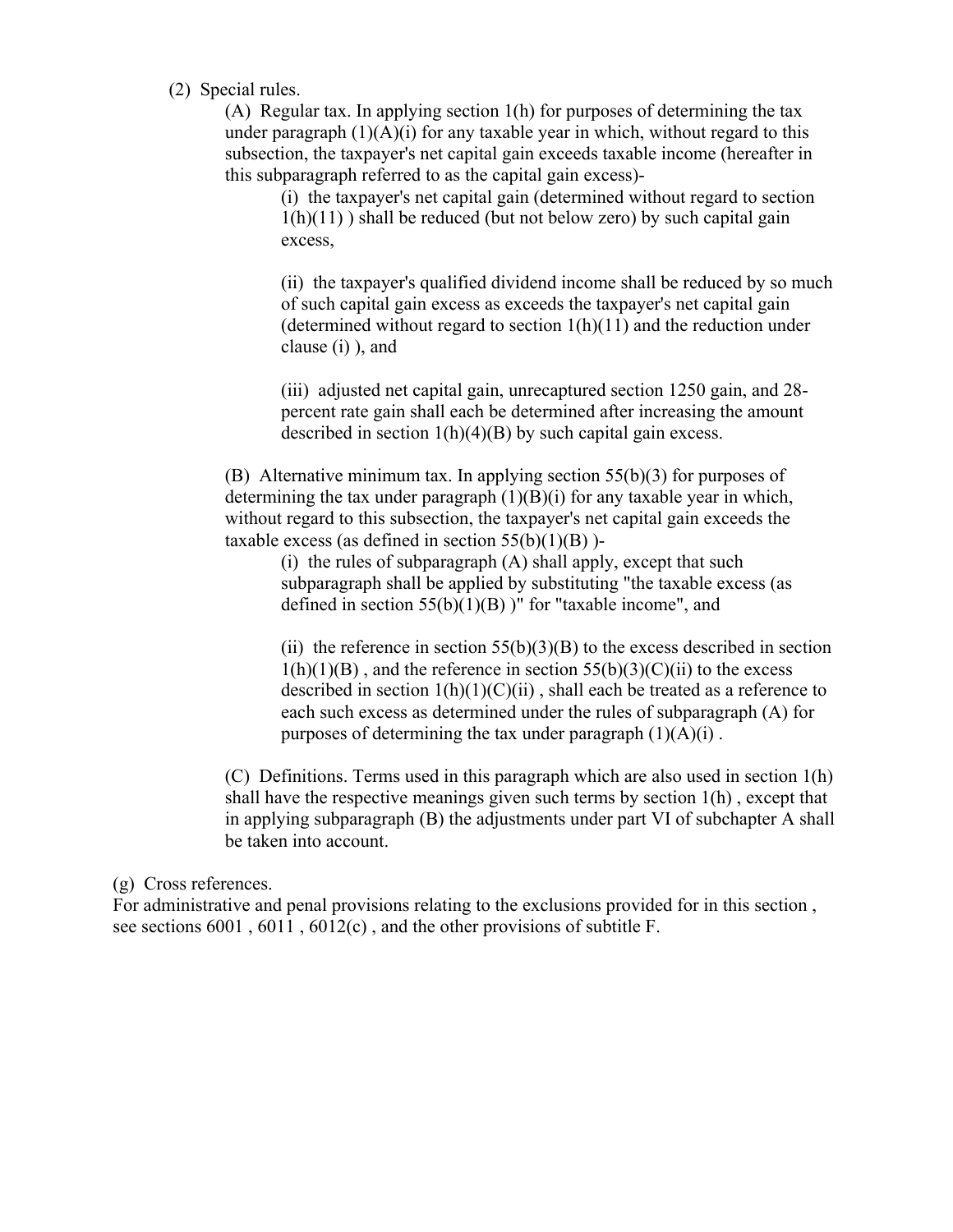(2) Special rules.

(A) Regular tax. In applying section 1(h) for purposes of determining the tax under paragraph (1)(A)(i) for any taxable year in which, without regard to this subsection, the taxpayer's net capital gain exceeds taxable income (hereafter in this subparagraph referred to as the capital gain excess)-

(i) the taxpayer's net capital gain (determined without regard to section 1(h)(11) ) shall be reduced (but not below zero) by such capital gain excess,

(ii) the taxpayer's qualified dividend income shall be reduced by so much of such capital gain excess as exceeds the taxpayer's net capital gain (determined without regard to section 1(h)(11) and the reduction under clause (i) ), and

(iii) adjusted net capital gain, unrecaptured section 1250 gain, and 28-percent rate gain shall each be determined after increasing the amount described in section 1(h)(4)(B) by such capital gain excess.

(B) Alternative minimum tax. In applying section 55(b)(3) for purposes of determining the tax under paragraph (1)(B)(i) for any taxable year in which, without regard to this subsection, the taxpayer's net capital gain exceeds the taxable excess (as defined in section 55(b)(1)(B) )-

(i) the rules of subparagraph (A) shall apply, except that such subparagraph shall be applied by substituting "the taxable excess (as defined in section 55(b)(1)(B) )" for "taxable income", and

(ii) the reference in section 55(b)(3)(B) to the excess described in section 1(h)(1)(B) , and the reference in section 55(b)(3)(C)(ii) to the excess described in section 1(h)(1)(C)(ii) , shall each be treated as a reference to each such excess as determined under the rules of subparagraph (A) for purposes of determining the tax under paragraph (1)(A)(i) .

(C) Definitions. Terms used in this paragraph which are also used in section 1(h) shall have the respective meanings given such terms by section 1(h) , except that in applying subparagraph (B) the adjustments under part VI of subchapter A shall be taken into account.

(g) Cross references.

For administrative and penal provisions relating to the exclusions provided for in this section , see sections 6001 , 6011 , 6012(c) , and the other provisions of subtitle F.